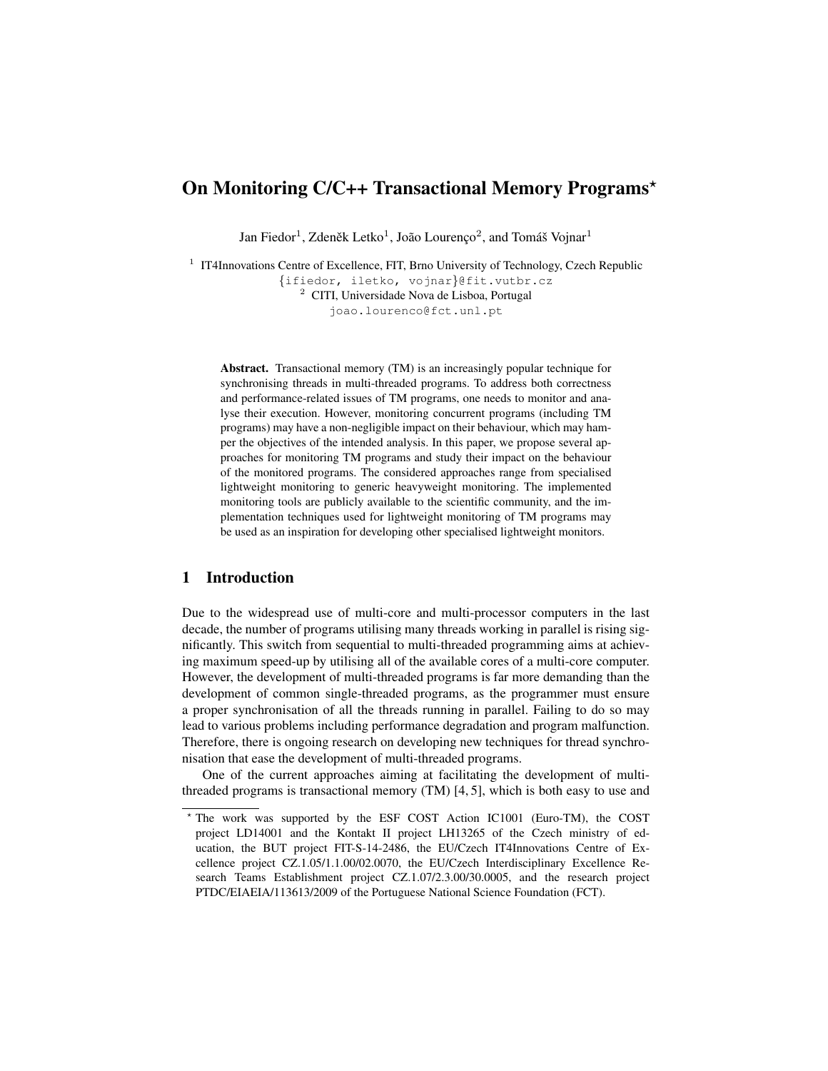# On Monitoring C/C++ Transactional Memory Programs*

Jan Fiedor[1], Zdeněk Letko[1], João Lourenço[2], and Tomáš Vojnar[1]

[1] IT4Innovations Centre of Excellence, FIT, Brno University of Technology, Czech Republic
{ifiedor, iletko, vojnar}@fit.vutbr.cz

[2] CITI, Universidade Nova de Lisboa, Portugal
joao.lourenco@fct.unl.pt

**Abstract.** Transactional memory (TM) is an increasingly popular technique for synchronising threads in multi-threaded programs. To address both correctness and performance-related issues of TM programs, one needs to monitor and analyse their execution. However, monitoring concurrent programs (including TM programs) may have a non-negligible impact on their behaviour, which may hamper the objectives of the intended analysis. In this paper, we propose several approaches for monitoring TM programs and study their impact on the behaviour of the monitored programs. The considered approaches range from specialised lightweight monitoring to generic heavyweight monitoring. The implemented monitoring tools are publicly available to the scientific community, and the implementation techniques used for lightweight monitoring of TM programs may be used as an inspiration for developing other specialised lightweight monitors.

## 1 Introduction

Due to the widespread use of multi-core and multi-processor computers in the last decade, the number of programs utilising many threads working in parallel is rising significantly. This switch from sequential to multi-threaded programming aims at achieving maximum speed-up by utilising all of the available cores of a multi-core computer. However, the development of multi-threaded programs is far more demanding than the development of common single-threaded programs, as the programmer must ensure a proper synchronisation of all the threads running in parallel. Failing to do so may lead to various problems including performance degradation and program malfunction. Therefore, there is ongoing research on developing new techniques for thread synchronisation that ease the development of multi-threaded programs.

One of the current approaches aiming at facilitating the development of multi-threaded programs is transactional memory (TM) [4, 5], which is both easy to use and

---

* The work was supported by the ESF COST Action IC1001 (Euro-TM), the COST project LD14001 and the Kontakt II project LH13265 of the Czech ministry of education, the BUT project FIT-S-14-2486, the EU/Czech IT4Innovations Centre of Excellence project CZ.1.05/1.1.00/02.0070, the EU/Czech Interdisciplinary Excellence Research Teams Establishment project CZ.1.07/2.3.00/30.0005, and the research project PTDC/EIAEIA/113613/2009 of the Portuguese National Science Foundation (FCT).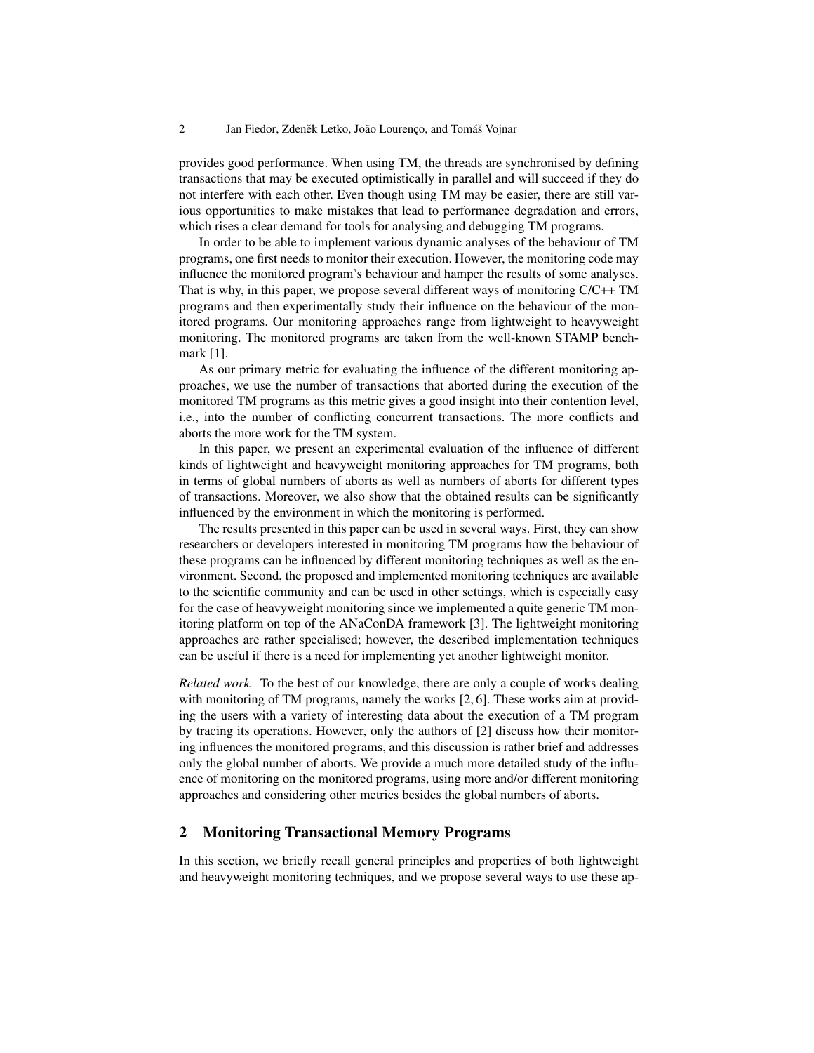provides good performance. When using TM, the threads are synchronised by defining transactions that may be executed optimistically in parallel and will succeed if they do not interfere with each other. Even though using TM may be easier, there are still various opportunities to make mistakes that lead to performance degradation and errors, which rises a clear demand for tools for analysing and debugging TM programs.

In order to be able to implement various dynamic analyses of the behaviour of TM programs, one first needs to monitor their execution. However, the monitoring code may influence the monitored program's behaviour and hamper the results of some analyses. That is why, in this paper, we propose several different ways of monitoring C/C++ TM programs and then experimentally study their influence on the behaviour of the monitored programs. Our monitoring approaches range from lightweight to heavyweight monitoring. The monitored programs are taken from the well-known STAMP benchmark [1].

As our primary metric for evaluating the influence of the different monitoring approaches, we use the number of transactions that aborted during the execution of the monitored TM programs as this metric gives a good insight into their contention level, i.e., into the number of conflicting concurrent transactions. The more conflicts and aborts the more work for the TM system.

In this paper, we present an experimental evaluation of the influence of different kinds of lightweight and heavyweight monitoring approaches for TM programs, both in terms of global numbers of aborts as well as numbers of aborts for different types of transactions. Moreover, we also show that the obtained results can be significantly influenced by the environment in which the monitoring is performed.

The results presented in this paper can be used in several ways. First, they can show researchers or developers interested in monitoring TM programs how the behaviour of these programs can be influenced by different monitoring techniques as well as the environment. Second, the proposed and implemented monitoring techniques are available to the scientific community and can be used in other settings, which is especially easy for the case of heavyweight monitoring since we implemented a quite generic TM monitoring platform on top of the ANaConDA framework [3]. The lightweight monitoring approaches are rather specialised; however, the described implementation techniques can be useful if there is a need for implementing yet another lightweight monitor.

*Related work.* To the best of our knowledge, there are only a couple of works dealing with monitoring of TM programs, namely the works [2, 6]. These works aim at providing the users with a variety of interesting data about the execution of a TM program by tracing its operations. However, only the authors of [2] discuss how their monitoring influences the monitored programs, and this discussion is rather brief and addresses only the global number of aborts. We provide a much more detailed study of the influence of monitoring on the monitored programs, using more and/or different monitoring approaches and considering other metrics besides the global numbers of aborts.

## 2 Monitoring Transactional Memory Programs

In this section, we briefly recall general principles and properties of both lightweight and heavyweight monitoring techniques, and we propose several ways to use these ap-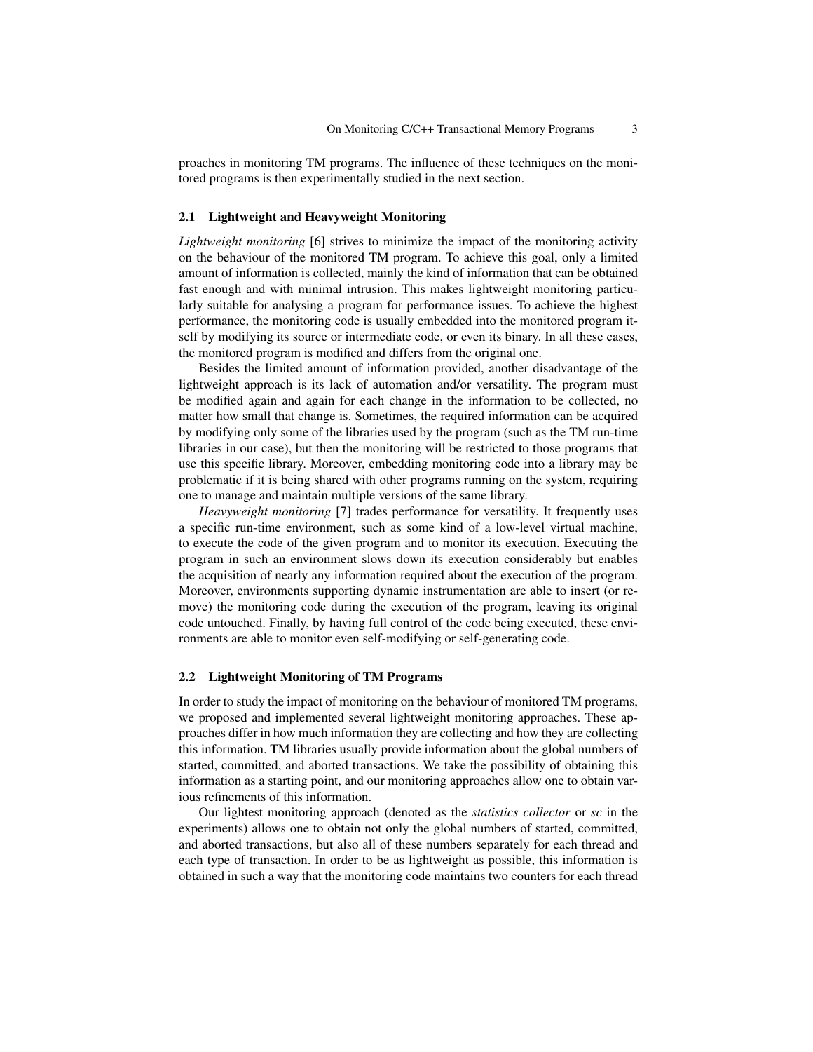proaches in monitoring TM programs. The influence of these techniques on the monitored programs is then experimentally studied in the next section.

### 2.1 Lightweight and Heavyweight Monitoring

*Lightweight monitoring* [6] strives to minimize the impact of the monitoring activity on the behaviour of the monitored TM program. To achieve this goal, only a limited amount of information is collected, mainly the kind of information that can be obtained fast enough and with minimal intrusion. This makes lightweight monitoring particularly suitable for analysing a program for performance issues. To achieve the highest performance, the monitoring code is usually embedded into the monitored program itself by modifying its source or intermediate code, or even its binary. In all these cases, the monitored program is modified and differs from the original one.

Besides the limited amount of information provided, another disadvantage of the lightweight approach is its lack of automation and/or versatility. The program must be modified again and again for each change in the information to be collected, no matter how small that change is. Sometimes, the required information can be acquired by modifying only some of the libraries used by the program (such as the TM run-time libraries in our case), but then the monitoring will be restricted to those programs that use this specific library. Moreover, embedding monitoring code into a library may be problematic if it is being shared with other programs running on the system, requiring one to manage and maintain multiple versions of the same library.

*Heavyweight monitoring* [7] trades performance for versatility. It frequently uses a specific run-time environment, such as some kind of a low-level virtual machine, to execute the code of the given program and to monitor its execution. Executing the program in such an environment slows down its execution considerably but enables the acquisition of nearly any information required about the execution of the program. Moreover, environments supporting dynamic instrumentation are able to insert (or remove) the monitoring code during the execution of the program, leaving its original code untouched. Finally, by having full control of the code being executed, these environments are able to monitor even self-modifying or self-generating code.

### 2.2 Lightweight Monitoring of TM Programs

In order to study the impact of monitoring on the behaviour of monitored TM programs, we proposed and implemented several lightweight monitoring approaches. These approaches differ in how much information they are collecting and how they are collecting this information. TM libraries usually provide information about the global numbers of started, committed, and aborted transactions. We take the possibility of obtaining this information as a starting point, and our monitoring approaches allow one to obtain various refinements of this information.

Our lightest monitoring approach (denoted as the *statistics collector* or *sc* in the experiments) allows one to obtain not only the global numbers of started, committed, and aborted transactions, but also all of these numbers separately for each thread and each type of transaction. In order to be as lightweight as possible, this information is obtained in such a way that the monitoring code maintains two counters for each thread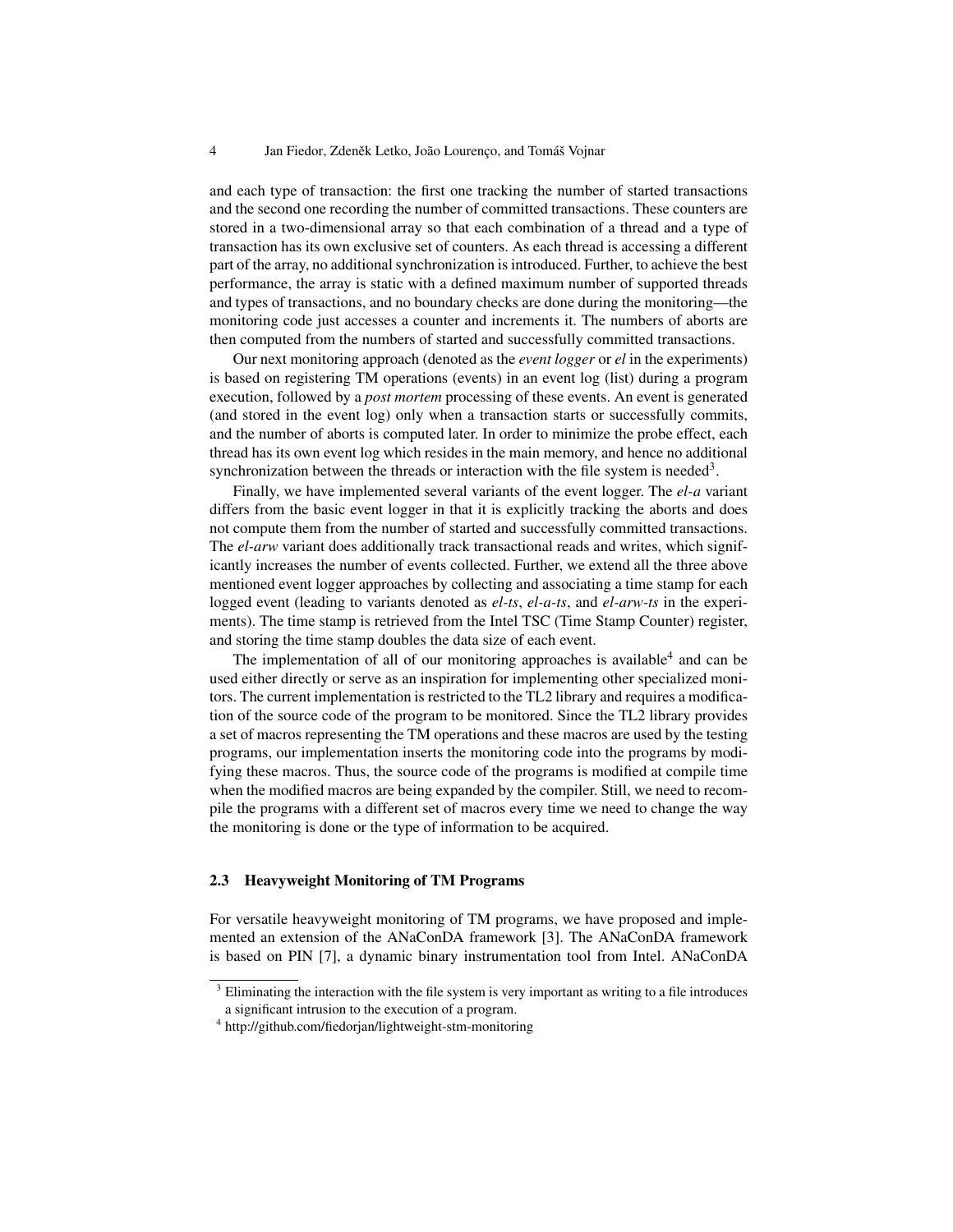and each type of transaction: the first one tracking the number of started transactions and the second one recording the number of committed transactions. These counters are stored in a two-dimensional array so that each combination of a thread and a type of transaction has its own exclusive set of counters. As each thread is accessing a different part of the array, no additional synchronization is introduced. Further, to achieve the best performance, the array is static with a defined maximum number of supported threads and types of transactions, and no boundary checks are done during the monitoring—the monitoring code just accesses a counter and increments it. The numbers of aborts are then computed from the numbers of started and successfully committed transactions.

Our next monitoring approach (denoted as the *event logger* or *el* in the experiments) is based on registering TM operations (events) in an event log (list) during a program execution, followed by a *post mortem* processing of these events. An event is generated (and stored in the event log) only when a transaction starts or successfully commits, and the number of aborts is computed later. In order to minimize the probe effect, each thread has its own event log which resides in the main memory, and hence no additional synchronization between the threads or interaction with the file system is needed[3].

Finally, we have implemented several variants of the event logger. The *el-a* variant differs from the basic event logger in that it is explicitly tracking the aborts and does not compute them from the number of started and successfully committed transactions. The *el-arw* variant does additionally track transactional reads and writes, which significantly increases the number of events collected. Further, we extend all the three above mentioned event logger approaches by collecting and associating a time stamp for each logged event (leading to variants denoted as *el-ts*, *el-a-ts*, and *el-arw-ts* in the experiments). The time stamp is retrieved from the Intel TSC (Time Stamp Counter) register, and storing the time stamp doubles the data size of each event.

The implementation of all of our monitoring approaches is available[4] and can be used either directly or serve as an inspiration for implementing other specialized monitors. The current implementation is restricted to the TL2 library and requires a modification of the source code of the program to be monitored. Since the TL2 library provides a set of macros representing the TM operations and these macros are used by the testing programs, our implementation inserts the monitoring code into the programs by modifying these macros. Thus, the source code of the programs is modified at compile time when the modified macros are being expanded by the compiler. Still, we need to recompile the programs with a different set of macros every time we need to change the way the monitoring is done or the type of information to be acquired.

### 2.3 Heavyweight Monitoring of TM Programs

For versatile heavyweight monitoring of TM programs, we have proposed and implemented an extension of the ANaConDA framework [3]. The ANaConDA framework is based on PIN [7], a dynamic binary instrumentation tool from Intel. ANaConDA

[3] Eliminating the interaction with the file system is very important as writing to a file introduces a significant intrusion to the execution of a program.

[4] http://github.com/fiedorjan/lightweight-stm-monitoring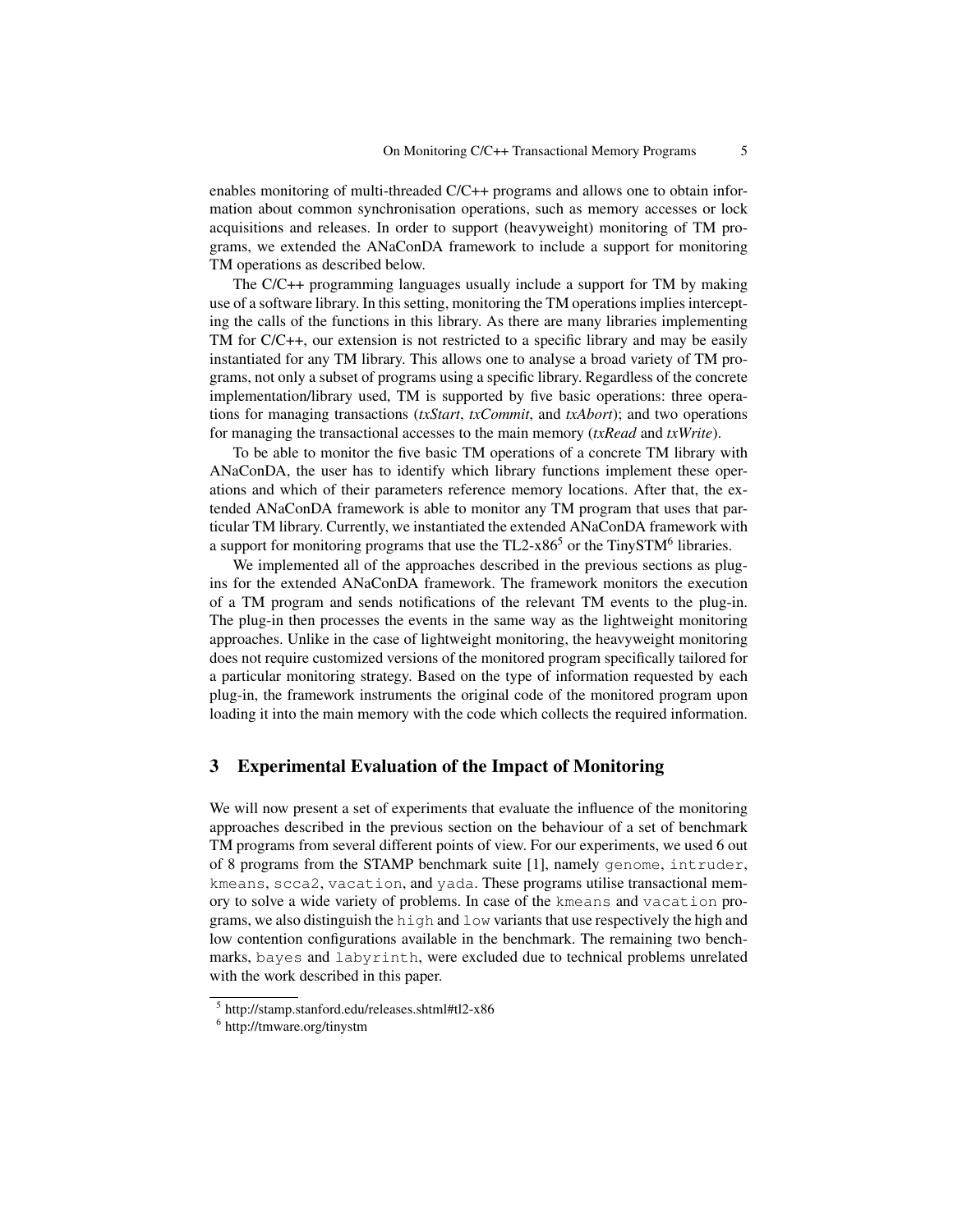enables monitoring of multi-threaded C/C++ programs and allows one to obtain information about common synchronisation operations, such as memory accesses or lock acquisitions and releases. In order to support (heavyweight) monitoring of TM programs, we extended the ANaConDA framework to include a support for monitoring TM operations as described below.

The C/C++ programming languages usually include a support for TM by making use of a software library. In this setting, monitoring the TM operations implies intercepting the calls of the functions in this library. As there are many libraries implementing TM for C/C++, our extension is not restricted to a specific library and may be easily instantiated for any TM library. This allows one to analyse a broad variety of TM programs, not only a subset of programs using a specific library. Regardless of the concrete implementation/library used, TM is supported by five basic operations: three operations for managing transactions (*txStart*, *txCommit*, and *txAbort*); and two operations for managing the transactional accesses to the main memory (*txRead* and *txWrite*).

To be able to monitor the five basic TM operations of a concrete TM library with ANaConDA, the user has to identify which library functions implement these operations and which of their parameters reference memory locations. After that, the extended ANaConDA framework is able to monitor any TM program that uses that particular TM library. Currently, we instantiated the extended ANaConDA framework with a support for monitoring programs that use the TL2-x86[5] or the TinySTM[6] libraries.

We implemented all of the approaches described in the previous sections as plug-ins for the extended ANaConDA framework. The framework monitors the execution of a TM program and sends notifications of the relevant TM events to the plug-in. The plug-in then processes the events in the same way as the lightweight monitoring approaches. Unlike in the case of lightweight monitoring, the heavyweight monitoring does not require customized versions of the monitored program specifically tailored for a particular monitoring strategy. Based on the type of information requested by each plug-in, the framework instruments the original code of the monitored program upon loading it into the main memory with the code which collects the required information.

## 3 Experimental Evaluation of the Impact of Monitoring

We will now present a set of experiments that evaluate the influence of the monitoring approaches described in the previous section on the behaviour of a set of benchmark TM programs from several different points of view. For our experiments, we used 6 out of 8 programs from the STAMP benchmark suite [1], namely `genome`, `intruder`, `kmeans`, `scca2`, `vacation`, and `yada`. These programs utilise transactional memory to solve a wide variety of problems. In case of the `kmeans` and `vacation` programs, we also distinguish the `high` and `low` variants that use respectively the high and low contention configurations available in the benchmark. The remaining two benchmarks, `bayes` and `labyrinth`, were excluded due to technical problems unrelated with the work described in this paper.

[5] http://stamp.stanford.edu/releases.shtml#tl2-x86

[6] http://tmware.org/tinystm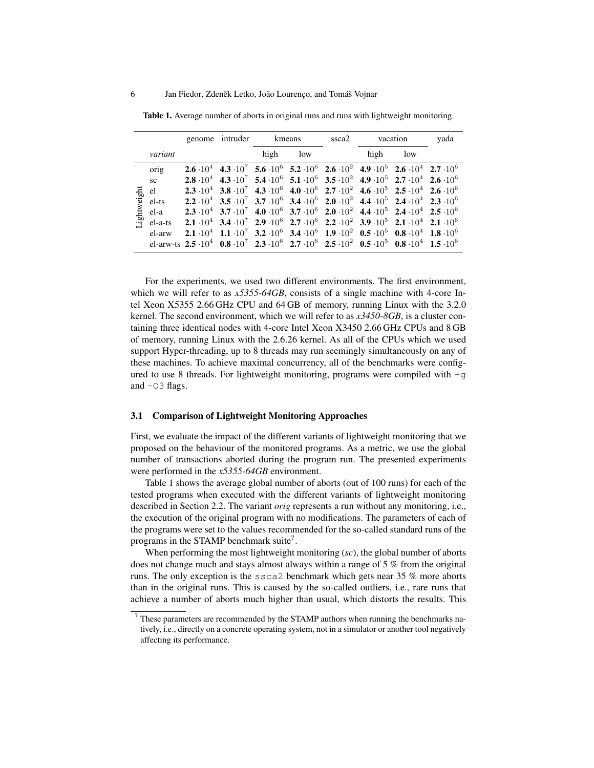**Table 1.** Average number of aborts in original runs and runs with lightweight monitoring.

| | | genome | intruder | kmeans | | ssca2 | vacation | | yada |
|---|---|---|---|---|---|---|---|---|---|
| | *variant* | | | high | low | | high | low | |
| Lightweight | orig | **2.6** $\cdot 10^4$ | **4.3** $\cdot 10^7$ | **5.6** $\cdot 10^6$ | **5.2** $\cdot 10^6$ | **2.6** $\cdot 10^2$ | **4.9** $\cdot 10^5$ | **2.6** $\cdot 10^4$ | **2.7** $\cdot 10^6$ |
| | sc | **2.8** $\cdot 10^4$ | **4.3** $\cdot 10^7$ | **5.4** $\cdot 10^6$ | **5.1** $\cdot 10^6$ | **3.5** $\cdot 10^2$ | **4.9** $\cdot 10^5$ | **2.7** $\cdot 10^4$ | **2.6** $\cdot 10^6$ |
| | el | **2.3** $\cdot 10^4$ | **3.8** $\cdot 10^7$ | **4.3** $\cdot 10^6$ | **4.0** $\cdot 10^6$ | **2.7** $\cdot 10^2$ | **4.6** $\cdot 10^5$ | **2.5** $\cdot 10^4$ | **2.6** $\cdot 10^6$ |
| | el-ts | **2.2** $\cdot 10^4$ | **3.5** $\cdot 10^7$ | **3.7** $\cdot 10^6$ | **3.4** $\cdot 10^6$ | **2.0** $\cdot 10^2$ | **4.4** $\cdot 10^5$ | **2.4** $\cdot 10^4$ | **2.3** $\cdot 10^6$ |
| | el-a | **2.3** $\cdot 10^4$ | **3.7** $\cdot 10^7$ | **4.0** $\cdot 10^6$ | **3.7** $\cdot 10^6$ | **2.0** $\cdot 10^2$ | **4.4** $\cdot 10^5$ | **2.4** $\cdot 10^4$ | **2.5** $\cdot 10^6$ |
| | el-a-ts | **2.1** $\cdot 10^4$ | **3.4** $\cdot 10^7$ | **2.9** $\cdot 10^6$ | **2.7** $\cdot 10^6$ | **2.2** $\cdot 10^2$ | **3.9** $\cdot 10^5$ | **2.1** $\cdot 10^4$ | **2.1** $\cdot 10^6$ |
| | el-arw | **2.1** $\cdot 10^4$ | **1.1** $\cdot 10^7$ | **3.2** $\cdot 10^6$ | **3.4** $\cdot 10^6$ | **1.9** $\cdot 10^2$ | **0.5** $\cdot 10^5$ | **0.8** $\cdot 10^4$ | **1.8** $\cdot 10^6$ |
| | el-arw-ts | **2.5** $\cdot 10^4$ | **0.8** $\cdot 10^7$ | **2.3** $\cdot 10^6$ | **2.7** $\cdot 10^6$ | **2.5** $\cdot 10^2$ | **0.5** $\cdot 10^5$ | **0.8** $\cdot 10^4$ | **1.5** $\cdot 10^6$ |

For the experiments, we used two different environments. The first environment, which we will refer to as *x5355-64GB*, consists of a single machine with 4-core Intel Xeon X5355 2.66 GHz CPU and 64 GB of memory, running Linux with the 3.2.0 kernel. The second environment, which we will refer to as *x3450-8GB*, is a cluster containing three identical nodes with 4-core Intel Xeon X3450 2.66 GHz CPUs and 8 GB of memory, running Linux with the 2.6.26 kernel. As all of the CPUs which we used support Hyper-threading, up to 8 threads may run seemingly simultaneously on any of these machines. To achieve maximal concurrency, all of the benchmarks were configured to use 8 threads. For lightweight monitoring, programs were compiled with `-g` and `-O3` flags.

### 3.1 Comparison of Lightweight Monitoring Approaches

First, we evaluate the impact of the different variants of lightweight monitoring that we proposed on the behaviour of the monitored programs. As a metric, we use the global number of transactions aborted during the program run. The presented experiments were performed in the *x5355-64GB* environment.

Table 1 shows the average global number of aborts (out of 100 runs) for each of the tested programs when executed with the different variants of lightweight monitoring described in Section 2.2. The variant *orig* represents a run without any monitoring, i.e., the execution of the original program with no modifications. The parameters of each of the programs were set to the values recommended for the so-called standard runs of the programs in the STAMP benchmark suite[7].

When performing the most lightweight monitoring (*sc*), the global number of aborts does not change much and stays almost always within a range of 5 % from the original runs. The only exception is the `ssca2` benchmark which gets near 35 % more aborts than in the original runs. This is caused by the so-called outliers, i.e., rare runs that achieve a number of aborts much higher than usual, which distorts the results. This

[7] These parameters are recommended by the STAMP authors when running the benchmarks natively, i.e., directly on a concrete operating system, not in a simulator or another tool negatively affecting its performance.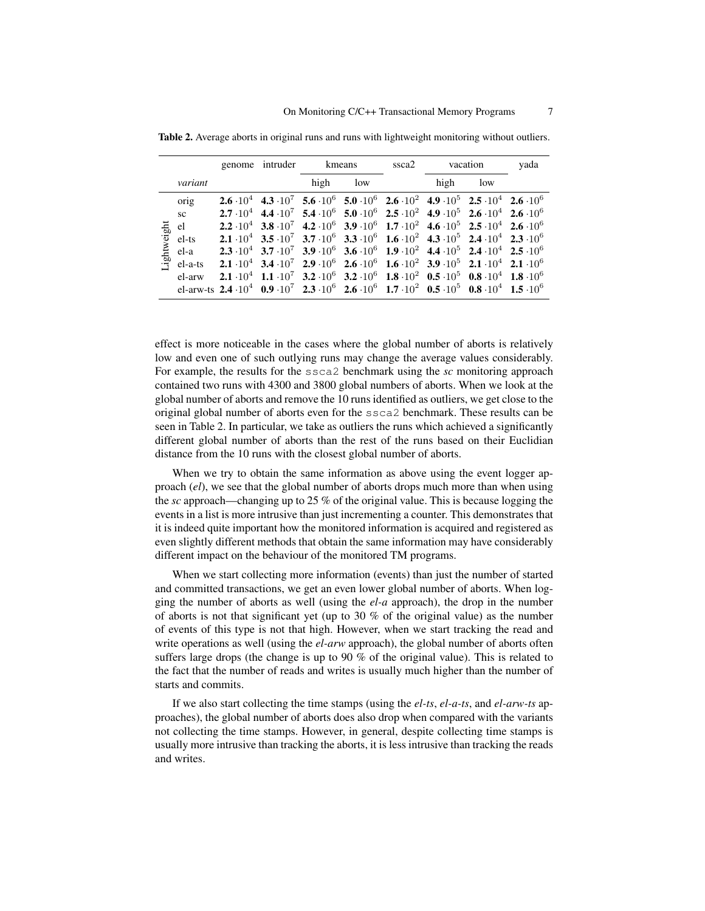**Table 2.** Average aborts in original runs and runs with lightweight monitoring without outliers.

| | | genome | intruder | kmeans | | ssca2 | vacation | | yada |
|---|---|---|---|---|---|---|---|---|---|
| | *variant* | | | high | low | | high | low | |
| Lightweight | orig | **2.6** $\cdot 10^4$ | **4.3** $\cdot 10^7$ | **5.6** $\cdot 10^6$ | **5.0** $\cdot 10^6$ | **2.6** $\cdot 10^2$ | **4.9** $\cdot 10^5$ | **2.5** $\cdot 10^4$ | **2.6** $\cdot 10^6$ |
| | sc | **2.7** $\cdot 10^4$ | **4.4** $\cdot 10^7$ | **5.4** $\cdot 10^6$ | **5.0** $\cdot 10^6$ | **2.5** $\cdot 10^2$ | **4.9** $\cdot 10^5$ | **2.6** $\cdot 10^4$ | **2.6** $\cdot 10^6$ |
| | el | **2.2** $\cdot 10^4$ | **3.8** $\cdot 10^7$ | **4.2** $\cdot 10^6$ | **3.9** $\cdot 10^6$ | **1.7** $\cdot 10^2$ | **4.6** $\cdot 10^5$ | **2.5** $\cdot 10^4$ | **2.6** $\cdot 10^6$ |
| | el-ts | **2.1** $\cdot 10^4$ | **3.5** $\cdot 10^7$ | **3.7** $\cdot 10^6$ | **3.3** $\cdot 10^6$ | **1.6** $\cdot 10^2$ | **4.3** $\cdot 10^5$ | **2.4** $\cdot 10^4$ | **2.3** $\cdot 10^6$ |
| | el-a | **2.3** $\cdot 10^4$ | **3.7** $\cdot 10^7$ | **3.9** $\cdot 10^6$ | **3.6** $\cdot 10^6$ | **1.9** $\cdot 10^2$ | **4.4** $\cdot 10^5$ | **2.4** $\cdot 10^4$ | **2.5** $\cdot 10^6$ |
| | el-a-ts | **2.1** $\cdot 10^4$ | **3.4** $\cdot 10^7$ | **2.9** $\cdot 10^6$ | **2.6** $\cdot 10^6$ | **1.6** $\cdot 10^2$ | **3.9** $\cdot 10^5$ | **2.1** $\cdot 10^4$ | **2.1** $\cdot 10^6$ |
| | el-arw | **2.1** $\cdot 10^4$ | **1.1** $\cdot 10^7$ | **3.2** $\cdot 10^6$ | **3.2** $\cdot 10^6$ | **1.8** $\cdot 10^2$ | **0.5** $\cdot 10^5$ | **0.8** $\cdot 10^4$ | **1.8** $\cdot 10^6$ |
| | el-arw-ts | **2.4** $\cdot 10^4$ | **0.9** $\cdot 10^7$ | **2.3** $\cdot 10^6$ | **2.6** $\cdot 10^6$ | **1.7** $\cdot 10^2$ | **0.5** $\cdot 10^5$ | **0.8** $\cdot 10^4$ | **1.5** $\cdot 10^6$ |

effect is more noticeable in the cases where the global number of aborts is relatively low and even one of such outlying runs may change the average values considerably. For example, the results for the ssca2 benchmark using the *sc* monitoring approach contained two runs with 4300 and 3800 global numbers of aborts. When we look at the global number of aborts and remove the 10 runs identified as outliers, we get close to the original global number of aborts even for the ssca2 benchmark. These results can be seen in Table 2. In particular, we take as outliers the runs which achieved a significantly different global number of aborts than the rest of the runs based on their Euclidian distance from the 10 runs with the closest global number of aborts.

When we try to obtain the same information as above using the event logger approach (*el*), we see that the global number of aborts drops much more than when using the *sc* approach—changing up to 25 % of the original value. This is because logging the events in a list is more intrusive than just incrementing a counter. This demonstrates that it is indeed quite important how the monitored information is acquired and registered as even slightly different methods that obtain the same information may have considerably different impact on the behaviour of the monitored TM programs.

When we start collecting more information (events) than just the number of started and committed transactions, we get an even lower global number of aborts. When logging the number of aborts as well (using the *el-a* approach), the drop in the number of aborts is not that significant yet (up to 30 % of the original value) as the number of events of this type is not that high. However, when we start tracking the read and write operations as well (using the *el-arw* approach), the global number of aborts often suffers large drops (the change is up to 90 % of the original value). This is related to the fact that the number of reads and writes is usually much higher than the number of starts and commits.

If we also start collecting the time stamps (using the *el-ts*, *el-a-ts*, and *el-arw-ts* approaches), the global number of aborts does also drop when compared with the variants not collecting the time stamps. However, in general, despite collecting time stamps is usually more intrusive than tracking the aborts, it is less intrusive than tracking the reads and writes.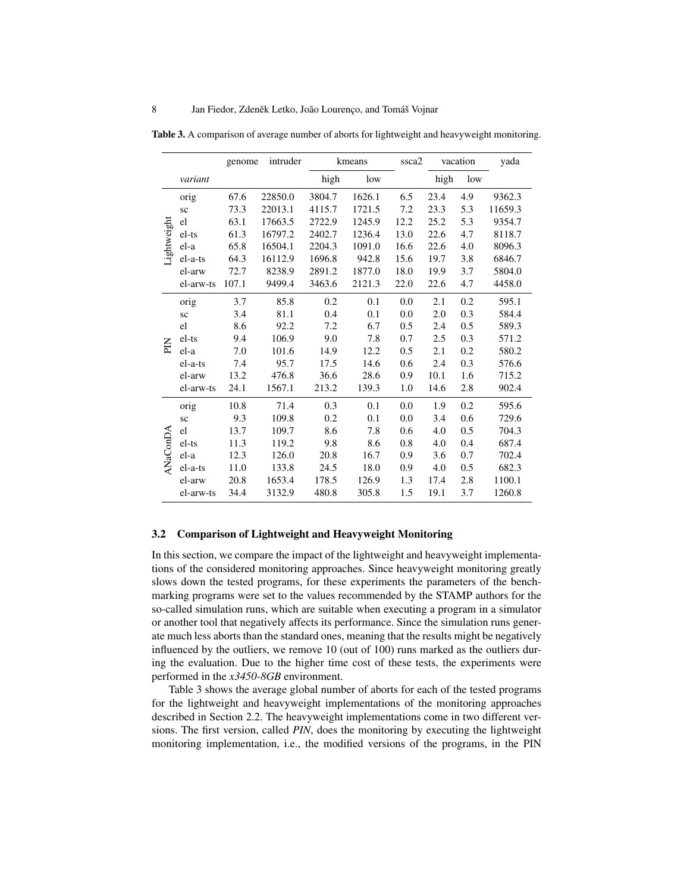**Table 3.** A comparison of average number of aborts for lightweight and heavyweight monitoring.

| | | genome | intruder | kmeans | | ssca2 | vacation | | yada |
|---|---|---|---|---|---|---|---|---|---|
| | *variant* | | | high | low | | high | low | |
| Lightweight | orig | 67.6 | 22850.0 | 3804.7 | 1626.1 | 6.5 | 23.4 | 4.9 | 9362.3 |
| | sc | 73.3 | 22013.1 | 4115.7 | 1721.5 | 7.2 | 23.3 | 5.3 | 11659.3 |
| | el | 63.1 | 17663.5 | 2722.9 | 1245.9 | 12.2 | 25.2 | 5.3 | 9354.7 |
| | el-ts | 61.3 | 16797.2 | 2402.7 | 1236.4 | 13.0 | 22.6 | 4.7 | 8118.7 |
| | el-a | 65.8 | 16504.1 | 2204.3 | 1091.0 | 16.6 | 22.6 | 4.0 | 8096.3 |
| | el-a-ts | 64.3 | 16112.9 | 1696.8 | 942.8 | 15.6 | 19.7 | 3.8 | 6846.7 |
| | el-arw | 72.7 | 8238.9 | 2891.2 | 1877.0 | 18.0 | 19.9 | 3.7 | 5804.0 |
| | el-arw-ts | 107.1 | 9499.4 | 3463.6 | 2121.3 | 22.0 | 22.6 | 4.7 | 4458.0 |
| PIN | orig | 3.7 | 85.8 | 0.2 | 0.1 | 0.0 | 2.1 | 0.2 | 595.1 |
| | sc | 3.4 | 81.1 | 0.4 | 0.1 | 0.0 | 2.0 | 0.3 | 584.4 |
| | el | 8.6 | 92.2 | 7.2 | 6.7 | 0.5 | 2.4 | 0.5 | 589.3 |
| | el-ts | 9.4 | 106.9 | 9.0 | 7.8 | 0.7 | 2.5 | 0.3 | 571.2 |
| | el-a | 7.0 | 101.6 | 14.9 | 12.2 | 0.5 | 2.1 | 0.2 | 580.2 |
| | el-a-ts | 7.4 | 95.7 | 17.5 | 14.6 | 0.6 | 2.4 | 0.3 | 576.6 |
| | el-arw | 13.2 | 476.8 | 36.6 | 28.6 | 0.9 | 10.1 | 1.6 | 715.2 |
| | el-arw-ts | 24.1 | 1567.1 | 213.2 | 139.3 | 1.0 | 14.6 | 2.8 | 902.4 |
| ANaConDA | orig | 10.8 | 71.4 | 0.3 | 0.1 | 0.0 | 1.9 | 0.2 | 595.6 |
| | sc | 9.3 | 109.8 | 0.2 | 0.1 | 0.0 | 3.4 | 0.6 | 729.6 |
| | el | 13.7 | 109.7 | 8.6 | 7.8 | 0.6 | 4.0 | 0.5 | 704.3 |
| | el-ts | 11.3 | 119.2 | 9.8 | 8.6 | 0.8 | 4.0 | 0.4 | 687.4 |
| | el-a | 12.3 | 126.0 | 20.8 | 16.7 | 0.9 | 3.6 | 0.7 | 702.4 |
| | el-a-ts | 11.0 | 133.8 | 24.5 | 18.0 | 0.9 | 4.0 | 0.5 | 682.3 |
| | el-arw | 20.8 | 1653.4 | 178.5 | 126.9 | 1.3 | 17.4 | 2.8 | 1100.1 |
| | el-arw-ts | 34.4 | 3132.9 | 480.8 | 305.8 | 1.5 | 19.1 | 3.7 | 1260.8 |

### 3.2 Comparison of Lightweight and Heavyweight Monitoring

In this section, we compare the impact of the lightweight and heavyweight implementations of the considered monitoring approaches. Since heavyweight monitoring greatly slows down the tested programs, for these experiments the parameters of the benchmarking programs were set to the values recommended by the STAMP authors for the so-called simulation runs, which are suitable when executing a program in a simulator or another tool that negatively affects its performance. Since the simulation runs generate much less aborts than the standard ones, meaning that the results might be negatively influenced by the outliers, we remove 10 (out of 100) runs marked as the outliers during the evaluation. Due to the higher time cost of these tests, the experiments were performed in the *x3450-8GB* environment.

Table 3 shows the average global number of aborts for each of the tested programs for the lightweight and heavyweight implementations of the monitoring approaches described in Section 2.2. The heavyweight implementations come in two different versions. The first version, called *PIN*, does the monitoring by executing the lightweight monitoring implementation, i.e., the modified versions of the programs, in the PIN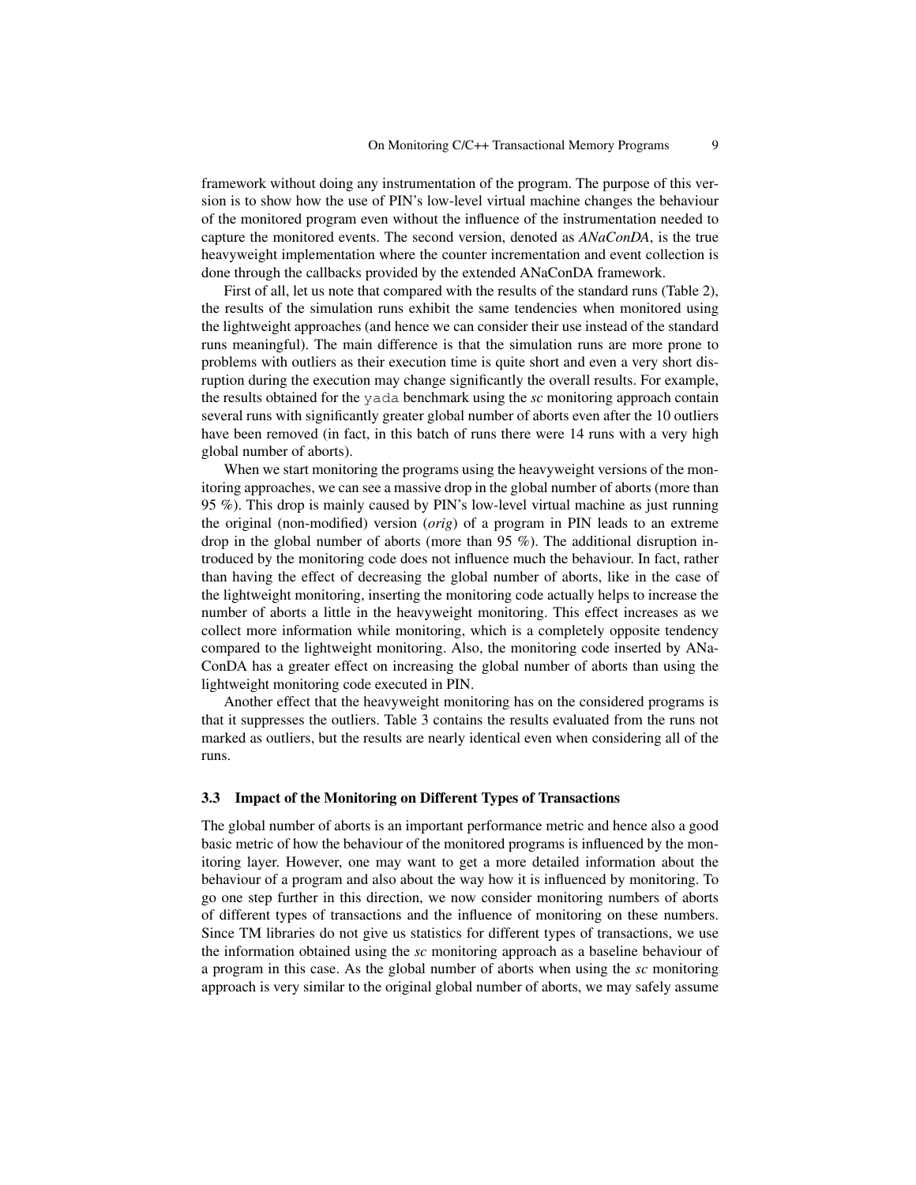framework without doing any instrumentation of the program. The purpose of this version is to show how the use of PIN's low-level virtual machine changes the behaviour of the monitored program even without the influence of the instrumentation needed to capture the monitored events. The second version, denoted as *ANaConDA*, is the true heavyweight implementation where the counter incrementation and event collection is done through the callbacks provided by the extended ANaConDA framework.

First of all, let us note that compared with the results of the standard runs (Table 2), the results of the simulation runs exhibit the same tendencies when monitored using the lightweight approaches (and hence we can consider their use instead of the standard runs meaningful). The main difference is that the simulation runs are more prone to problems with outliers as their execution time is quite short and even a very short disruption during the execution may change significantly the overall results. For example, the results obtained for the `yada` benchmark using the *sc* monitoring approach contain several runs with significantly greater global number of aborts even after the 10 outliers have been removed (in fact, in this batch of runs there were 14 runs with a very high global number of aborts).

When we start monitoring the programs using the heavyweight versions of the monitoring approaches, we can see a massive drop in the global number of aborts (more than 95 %). This drop is mainly caused by PIN's low-level virtual machine as just running the original (non-modified) version (*orig*) of a program in PIN leads to an extreme drop in the global number of aborts (more than 95 %). The additional disruption introduced by the monitoring code does not influence much the behaviour. In fact, rather than having the effect of decreasing the global number of aborts, like in the case of the lightweight monitoring, inserting the monitoring code actually helps to increase the number of aborts a little in the heavyweight monitoring. This effect increases as we collect more information while monitoring, which is a completely opposite tendency compared to the lightweight monitoring. Also, the monitoring code inserted by ANaConDA has a greater effect on increasing the global number of aborts than using the lightweight monitoring code executed in PIN.

Another effect that the heavyweight monitoring has on the considered programs is that it suppresses the outliers. Table 3 contains the results evaluated from the runs not marked as outliers, but the results are nearly identical even when considering all of the runs.

### 3.3 Impact of the Monitoring on Different Types of Transactions

The global number of aborts is an important performance metric and hence also a good basic metric of how the behaviour of the monitored programs is influenced by the monitoring layer. However, one may want to get a more detailed information about the behaviour of a program and also about the way how it is influenced by monitoring. To go one step further in this direction, we now consider monitoring numbers of aborts of different types of transactions and the influence of monitoring on these numbers. Since TM libraries do not give us statistics for different types of transactions, we use the information obtained using the *sc* monitoring approach as a baseline behaviour of a program in this case. As the global number of aborts when using the *sc* monitoring approach is very similar to the original global number of aborts, we may safely assume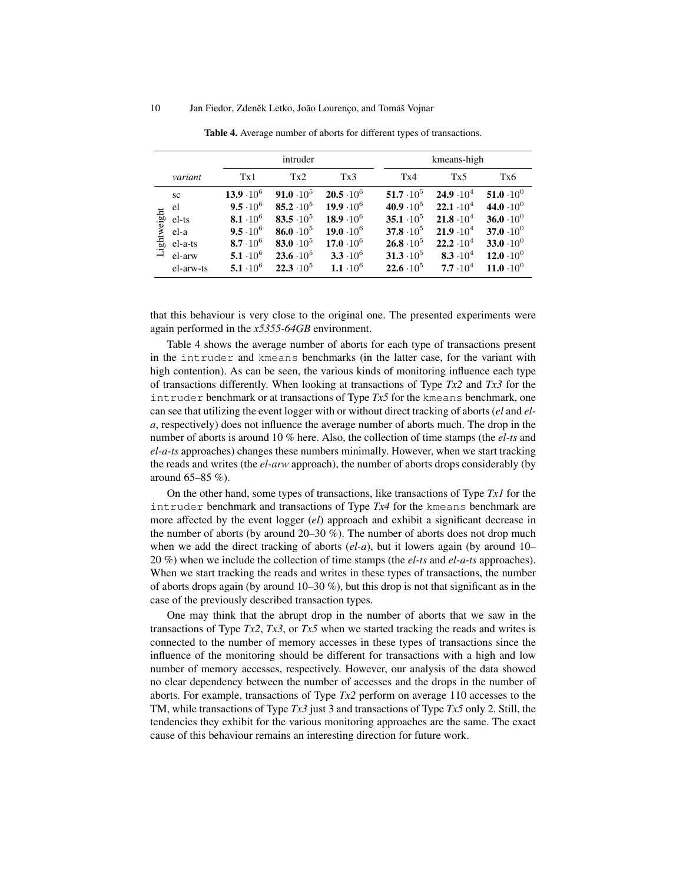**Table 4.** Average number of aborts for different types of transactions.

| | | intruder | | | kmeans-high | | |
|---|---|---|---|---|---|---|---|
| | *variant* | Tx1 | Tx2 | Tx3 | Tx4 | Tx5 | Tx6 |
| Lightweight | sc | **13.9** $\cdot 10^6$ | **91.0** $\cdot 10^5$ | **20.5** $\cdot 10^6$ | **51.7** $\cdot 10^5$ | **24.9** $\cdot 10^4$ | **51.0** $\cdot 10^0$ |
| | el | **9.5** $\cdot 10^6$ | **85.2** $\cdot 10^5$ | **19.9** $\cdot 10^6$ | **40.9** $\cdot 10^5$ | **22.1** $\cdot 10^4$ | **44.0** $\cdot 10^0$ |
| | el-ts | **8.1** $\cdot 10^6$ | **83.5** $\cdot 10^5$ | **18.9** $\cdot 10^6$ | **35.1** $\cdot 10^5$ | **21.8** $\cdot 10^4$ | **36.0** $\cdot 10^0$ |
| | el-a | **9.5** $\cdot 10^6$ | **86.0** $\cdot 10^5$ | **19.0** $\cdot 10^6$ | **37.8** $\cdot 10^5$ | **21.9** $\cdot 10^4$ | **37.0** $\cdot 10^0$ |
| | el-a-ts | **8.7** $\cdot 10^6$ | **83.0** $\cdot 10^5$ | **17.0** $\cdot 10^6$ | **26.8** $\cdot 10^5$ | **22.2** $\cdot 10^4$ | **33.0** $\cdot 10^0$ |
| | el-arw | **5.1** $\cdot 10^6$ | **23.6** $\cdot 10^5$ | **3.3** $\cdot 10^6$ | **31.3** $\cdot 10^5$ | **8.3** $\cdot 10^4$ | **12.0** $\cdot 10^0$ |
| | el-arw-ts | **5.1** $\cdot 10^6$ | **22.3** $\cdot 10^5$ | **1.1** $\cdot 10^6$ | **22.6** $\cdot 10^5$ | **7.7** $\cdot 10^4$ | **11.0** $\cdot 10^0$ |

that this behaviour is very close to the original one. The presented experiments were again performed in the *x5355-64GB* environment.

Table 4 shows the average number of aborts for each type of transactions present in the intruder and kmeans benchmarks (in the latter case, for the variant with high contention). As can be seen, the various kinds of monitoring influence each type of transactions differently. When looking at transactions of Type *Tx2* and *Tx3* for the intruder benchmark or at transactions of Type *Tx5* for the kmeans benchmark, one can see that utilizing the event logger with or without direct tracking of aborts (*el* and *el-a*, respectively) does not influence the average number of aborts much. The drop in the number of aborts is around 10 % here. Also, the collection of time stamps (the *el-ts* and *el-a-ts* approaches) changes these numbers minimally. However, when we start tracking the reads and writes (the *el-arw* approach), the number of aborts drops considerably (by around 65–85 %).

On the other hand, some types of transactions, like transactions of Type *Tx1* for the intruder benchmark and transactions of Type *Tx4* for the kmeans benchmark are more affected by the event logger (*el*) approach and exhibit a significant decrease in the number of aborts (by around 20–30 %). The number of aborts does not drop much when we add the direct tracking of aborts (*el-a*), but it lowers again (by around 10–20 %) when we include the collection of time stamps (the *el-ts* and *el-a-ts* approaches). When we start tracking the reads and writes in these types of transactions, the number of aborts drops again (by around 10–30 %), but this drop is not that significant as in the case of the previously described transaction types.

One may think that the abrupt drop in the number of aborts that we saw in the transactions of Type *Tx2*, *Tx3*, or *Tx5* when we started tracking the reads and writes is connected to the number of memory accesses in these types of transactions since the influence of the monitoring should be different for transactions with a high and low number of memory accesses, respectively. However, our analysis of the data showed no clear dependency between the number of accesses and the drops in the number of aborts. For example, transactions of Type *Tx2* perform on average 110 accesses to the TM, while transactions of Type *Tx3* just 3 and transactions of Type *Tx5* only 2. Still, the tendencies they exhibit for the various monitoring approaches are the same. The exact cause of this behaviour remains an interesting direction for future work.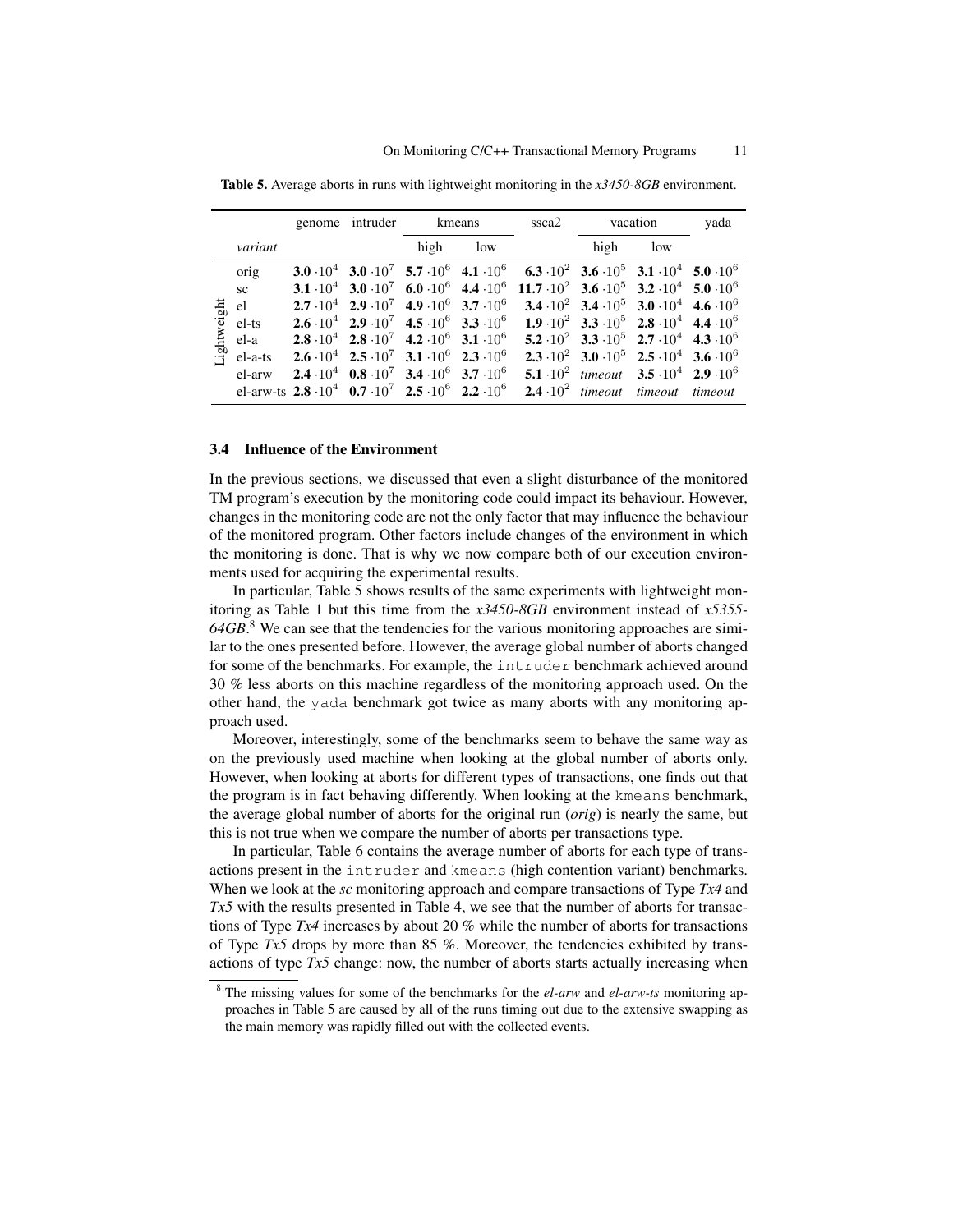**Table 5.** Average aborts in runs with lightweight monitoring in the *x3450-8GB* environment.

| | | genome | intruder | kmeans | | ssca2 | vacation | | yada |
|---|---|---|---|---|---|---|---|---|---|
| | *variant* | | | high | low | | high | low | |
| Lightweight | orig | $\mathbf{3.0} \cdot 10^4$ | $\mathbf{3.0} \cdot 10^7$ | $\mathbf{5.7} \cdot 10^6$ | $\mathbf{4.1} \cdot 10^6$ | $\mathbf{6.3} \cdot 10^2$ | $\mathbf{3.6} \cdot 10^5$ | $\mathbf{3.1} \cdot 10^4$ | $\mathbf{5.0} \cdot 10^6$ |
| | sc | $\mathbf{3.1} \cdot 10^4$ | $\mathbf{3.0} \cdot 10^7$ | $\mathbf{6.0} \cdot 10^6$ | $\mathbf{4.4} \cdot 10^6$ | $\mathbf{11.7} \cdot 10^2$ | $\mathbf{3.6} \cdot 10^5$ | $\mathbf{3.2} \cdot 10^4$ | $\mathbf{5.0} \cdot 10^6$ |
| | el | $\mathbf{2.7} \cdot 10^4$ | $\mathbf{2.9} \cdot 10^7$ | $\mathbf{4.9} \cdot 10^6$ | $\mathbf{3.7} \cdot 10^6$ | $\mathbf{3.4} \cdot 10^2$ | $\mathbf{3.4} \cdot 10^5$ | $\mathbf{3.0} \cdot 10^4$ | $\mathbf{4.6} \cdot 10^6$ |
| | el-ts | $\mathbf{2.6} \cdot 10^4$ | $\mathbf{2.9} \cdot 10^7$ | $\mathbf{4.5} \cdot 10^6$ | $\mathbf{3.3} \cdot 10^6$ | $\mathbf{1.9} \cdot 10^2$ | $\mathbf{3.3} \cdot 10^5$ | $\mathbf{2.8} \cdot 10^4$ | $\mathbf{4.4} \cdot 10^6$ |
| | el-a | $\mathbf{2.8} \cdot 10^4$ | $\mathbf{2.8} \cdot 10^7$ | $\mathbf{4.2} \cdot 10^6$ | $\mathbf{3.1} \cdot 10^6$ | $\mathbf{5.2} \cdot 10^2$ | $\mathbf{3.3} \cdot 10^5$ | $\mathbf{2.7} \cdot 10^4$ | $\mathbf{4.3} \cdot 10^6$ |
| | el-a-ts | $\mathbf{2.6} \cdot 10^4$ | $\mathbf{2.5} \cdot 10^7$ | $\mathbf{3.1} \cdot 10^6$ | $\mathbf{2.3} \cdot 10^6$ | $\mathbf{2.3} \cdot 10^2$ | $\mathbf{3.0} \cdot 10^5$ | $\mathbf{2.5} \cdot 10^4$ | $\mathbf{3.6} \cdot 10^6$ |
| | el-arw | $\mathbf{2.4} \cdot 10^4$ | $\mathbf{0.8} \cdot 10^7$ | $\mathbf{3.4} \cdot 10^6$ | $\mathbf{3.7} \cdot 10^6$ | $\mathbf{5.1} \cdot 10^2$ | *timeout* | $\mathbf{3.5} \cdot 10^4$ | $\mathbf{2.9} \cdot 10^6$ |
| | el-arw-ts | $\mathbf{2.8} \cdot 10^4$ | $\mathbf{0.7} \cdot 10^7$ | $\mathbf{2.5} \cdot 10^6$ | $\mathbf{2.2} \cdot 10^6$ | $\mathbf{2.4} \cdot 10^2$ | *timeout* | *timeout* | *timeout* |

### 3.4 Influence of the Environment

In the previous sections, we discussed that even a slight disturbance of the monitored TM program's execution by the monitoring code could impact its behaviour. However, changes in the monitoring code are not the only factor that may influence the behaviour of the monitored program. Other factors include changes of the environment in which the monitoring is done. That is why we now compare both of our execution environments used for acquiring the experimental results.

In particular, Table 5 shows results of the same experiments with lightweight monitoring as Table 1 but this time from the *x3450-8GB* environment instead of *x5355-64GB*.[8] We can see that the tendencies for the various monitoring approaches are similar to the ones presented before. However, the average global number of aborts changed for some of the benchmarks. For example, the intruder benchmark achieved around 30 % less aborts on this machine regardless of the monitoring approach used. On the other hand, the yada benchmark got twice as many aborts with any monitoring approach used.

Moreover, interestingly, some of the benchmarks seem to behave the same way as on the previously used machine when looking at the global number of aborts only. However, when looking at aborts for different types of transactions, one finds out that the program is in fact behaving differently. When looking at the kmeans benchmark, the average global number of aborts for the original run (*orig*) is nearly the same, but this is not true when we compare the number of aborts per transactions type.

In particular, Table 6 contains the average number of aborts for each type of transactions present in the intruder and kmeans (high contention variant) benchmarks. When we look at the *sc* monitoring approach and compare transactions of Type *Tx4* and *Tx5* with the results presented in Table 4, we see that the number of aborts for transactions of Type *Tx4* increases by about 20 % while the number of aborts for transactions of Type *Tx5* drops by more than 85 %. Moreover, the tendencies exhibited by transactions of type *Tx5* change: now, the number of aborts starts actually increasing when

[8] The missing values for some of the benchmarks for the *el-arw* and *el-arw-ts* monitoring approaches in Table 5 are caused by all of the runs timing out due to the extensive swapping as the main memory was rapidly filled out with the collected events.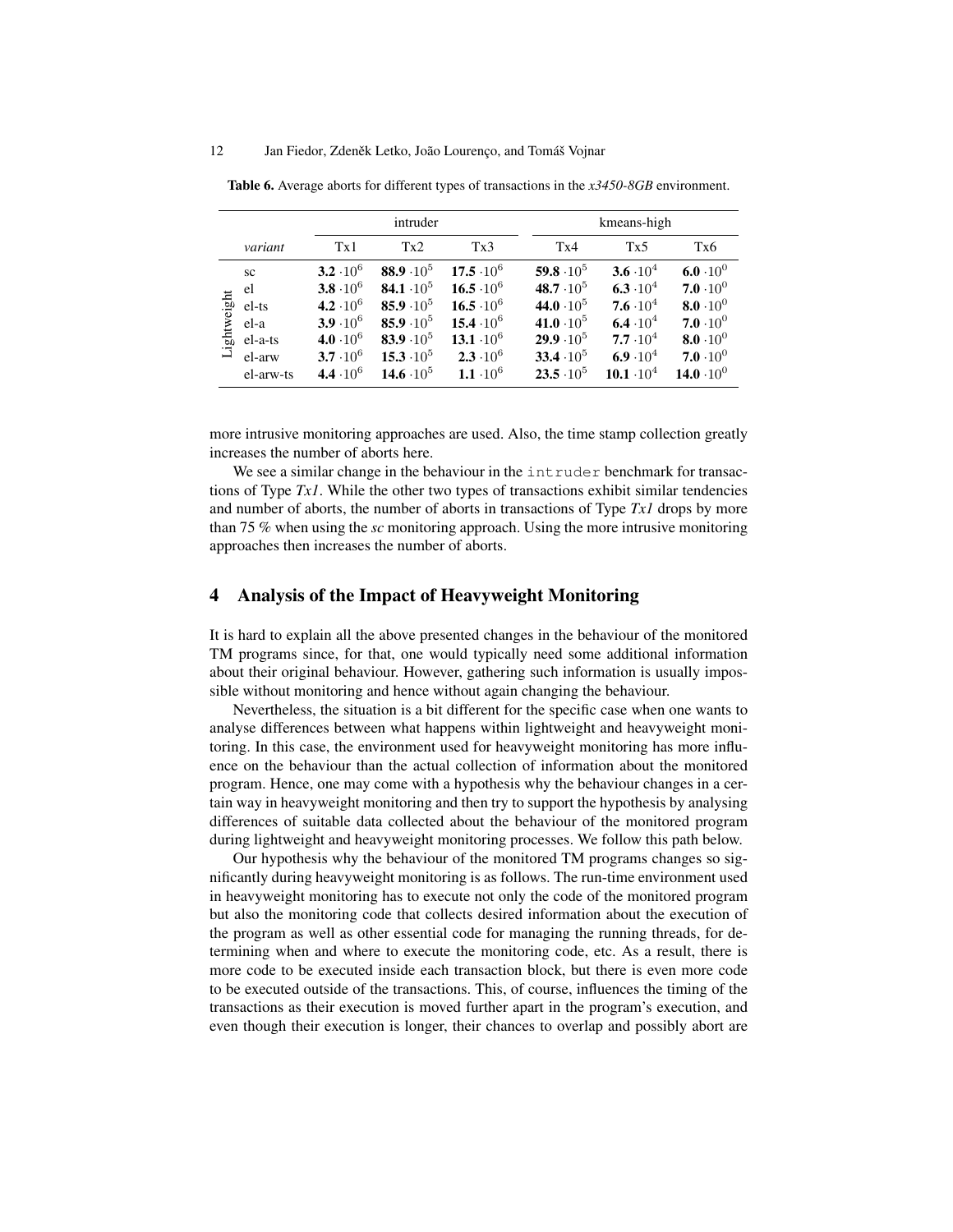**Table 6.** Average aborts for different types of transactions in the *x3450-8GB* environment.

| | | intruder | | | kmeans-high | | |
|---|---|---|---|---|---|---|---|
| | *variant* | Tx1 | Tx2 | Tx3 | Tx4 | Tx5 | Tx6 |
| Lightweight | sc | **3.2** $\cdot 10^6$ | **88.9** $\cdot 10^5$ | **17.5** $\cdot 10^6$ | **59.8** $\cdot 10^5$ | **3.6** $\cdot 10^4$ | **6.0** $\cdot 10^0$ |
| | el | **3.8** $\cdot 10^6$ | **84.1** $\cdot 10^5$ | **16.5** $\cdot 10^6$ | **48.7** $\cdot 10^5$ | **6.3** $\cdot 10^4$ | **7.0** $\cdot 10^0$ |
| | el-ts | **4.2** $\cdot 10^6$ | **85.9** $\cdot 10^5$ | **16.5** $\cdot 10^6$ | **44.0** $\cdot 10^5$ | **7.6** $\cdot 10^4$ | **8.0** $\cdot 10^0$ |
| | el-a | **3.9** $\cdot 10^6$ | **85.9** $\cdot 10^5$ | **15.4** $\cdot 10^6$ | **41.0** $\cdot 10^5$ | **6.4** $\cdot 10^4$ | **7.0** $\cdot 10^0$ |
| | el-a-ts | **4.0** $\cdot 10^6$ | **83.9** $\cdot 10^5$ | **13.1** $\cdot 10^6$ | **29.9** $\cdot 10^5$ | **7.7** $\cdot 10^4$ | **8.0** $\cdot 10^0$ |
| | el-arw | **3.7** $\cdot 10^6$ | **15.3** $\cdot 10^5$ | **2.3** $\cdot 10^6$ | **33.4** $\cdot 10^5$ | **6.9** $\cdot 10^4$ | **7.0** $\cdot 10^0$ |
| | el-arw-ts | **4.4** $\cdot 10^6$ | **14.6** $\cdot 10^5$ | **1.1** $\cdot 10^6$ | **23.5** $\cdot 10^5$ | **10.1** $\cdot 10^4$ | **14.0** $\cdot 10^0$ |

more intrusive monitoring approaches are used. Also, the time stamp collection greatly increases the number of aborts here.

We see a similar change in the behaviour in the `intruder` benchmark for transactions of Type *Tx1*. While the other two types of transactions exhibit similar tendencies and number of aborts, the number of aborts in transactions of Type *Tx1* drops by more than 75 % when using the *sc* monitoring approach. Using the more intrusive monitoring approaches then increases the number of aborts.

## 4 Analysis of the Impact of Heavyweight Monitoring

It is hard to explain all the above presented changes in the behaviour of the monitored TM programs since, for that, one would typically need some additional information about their original behaviour. However, gathering such information is usually impossible without monitoring and hence without again changing the behaviour.

Nevertheless, the situation is a bit different for the specific case when one wants to analyse differences between what happens within lightweight and heavyweight monitoring. In this case, the environment used for heavyweight monitoring has more influence on the behaviour than the actual collection of information about the monitored program. Hence, one may come with a hypothesis why the behaviour changes in a certain way in heavyweight monitoring and then try to support the hypothesis by analysing differences of suitable data collected about the behaviour of the monitored program during lightweight and heavyweight monitoring processes. We follow this path below.

Our hypothesis why the behaviour of the monitored TM programs changes so significantly during heavyweight monitoring is as follows. The run-time environment used in heavyweight monitoring has to execute not only the code of the monitored program but also the monitoring code that collects desired information about the execution of the program as well as other essential code for managing the running threads, for determining when and where to execute the monitoring code, etc. As a result, there is more code to be executed inside each transaction block, but there is even more code to be executed outside of the transactions. This, of course, influences the timing of the transactions as their execution is moved further apart in the program's execution, and even though their execution is longer, their chances to overlap and possibly abort are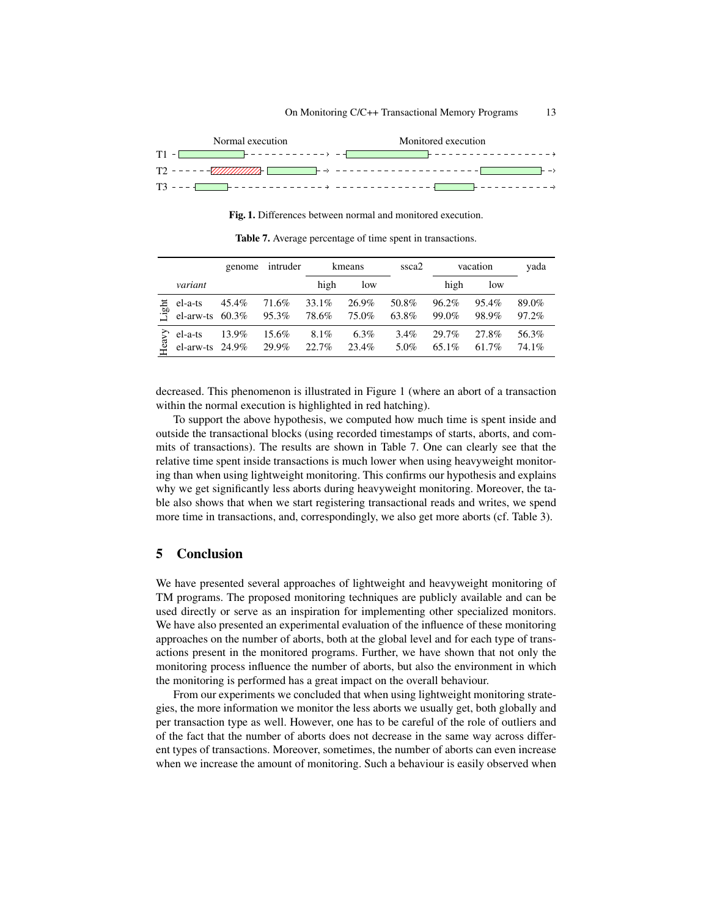Fig. 1. Differences between normal and monitored execution.

Table 7. Average percentage of time spent in transactions.

| | variant | genome | intruder | kmeans high | kmeans low | ssca2 | vacation high | vacation low | yada |
|---|---|---|---|---|---|---|---|---|---|
| Light | el-a-ts | 45.4% | 71.6% | 33.1% | 26.9% | 50.8% | 96.2% | 95.4% | 89.0% |
| Light | el-arw-ts | 60.3% | 95.3% | 78.6% | 75.0% | 63.8% | 99.0% | 98.9% | 97.2% |
| Heavy | el-a-ts | 13.9% | 15.6% | 8.1% | 6.3% | 3.4% | 29.7% | 27.8% | 56.3% |
| Heavy | el-arw-ts | 24.9% | 29.9% | 22.7% | 23.4% | 5.0% | 65.1% | 61.7% | 74.1% |

decreased. This phenomenon is illustrated in Figure 1 (where an abort of a transaction within the normal execution is highlighted in red hatching).

To support the above hypothesis, we computed how much time is spent inside and outside the transactional blocks (using recorded timestamps of starts, aborts, and commits of transactions). The results are shown in Table 7. One can clearly see that the relative time spent inside transactions is much lower when using heavyweight monitoring than when using lightweight monitoring. This confirms our hypothesis and explains why we get significantly less aborts during heavyweight monitoring. Moreover, the table also shows that when we start registering transactional reads and writes, we spend more time in transactions, and, correspondingly, we also get more aborts (cf. Table 3).

## 5 Conclusion

We have presented several approaches of lightweight and heavyweight monitoring of TM programs. The proposed monitoring techniques are publicly available and can be used directly or serve as an inspiration for implementing other specialized monitors. We have also presented an experimental evaluation of the influence of these monitoring approaches on the number of aborts, both at the global level and for each type of transactions present in the monitored programs. Further, we have shown that not only the monitoring process influence the number of aborts, but also the environment in which the monitoring is performed has a great impact on the overall behaviour.

From our experiments we concluded that when using lightweight monitoring strategies, the more information we monitor the less aborts we usually get, both globally and per transaction type as well. However, one has to be careful of the role of outliers and of the fact that the number of aborts does not decrease in the same way across different types of transactions. Moreover, sometimes, the number of aborts can even increase when we increase the amount of monitoring. Such a behaviour is easily observed when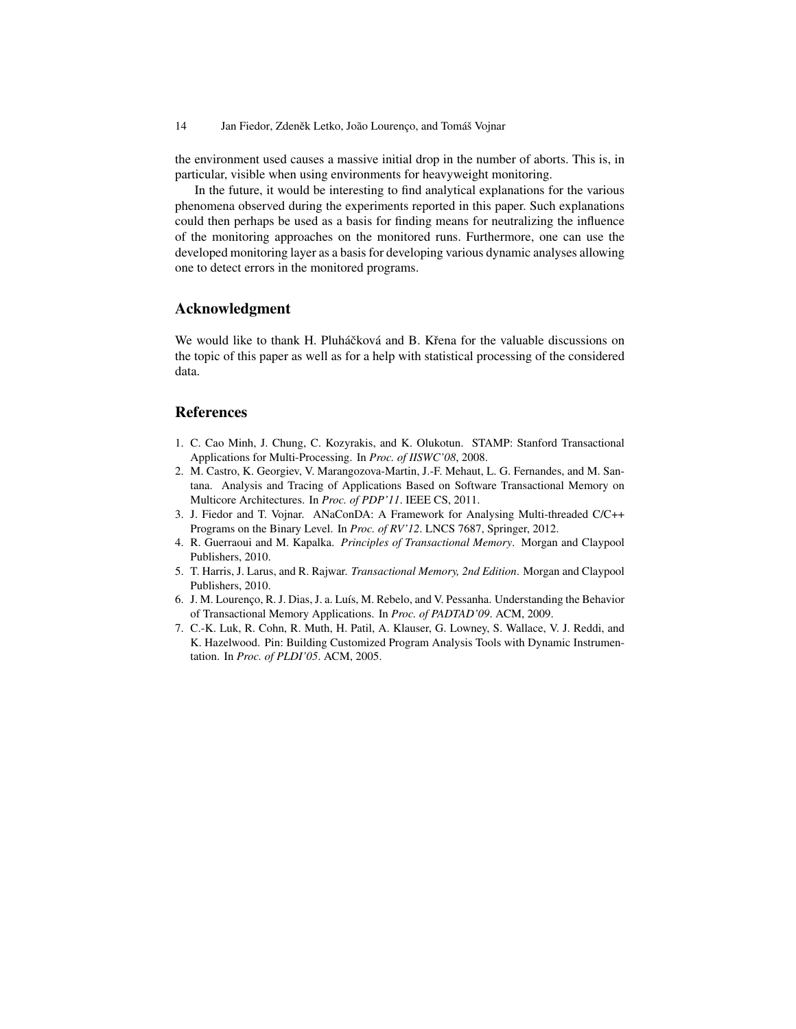the environment used causes a massive initial drop in the number of aborts. This is, in particular, visible when using environments for heavyweight monitoring.

In the future, it would be interesting to find analytical explanations for the various phenomena observed during the experiments reported in this paper. Such explanations could then perhaps be used as a basis for finding means for neutralizing the influence of the monitoring approaches on the monitored runs. Furthermore, one can use the developed monitoring layer as a basis for developing various dynamic analyses allowing one to detect errors in the monitored programs.

## Acknowledgment

We would like to thank H. Pluháčková and B. Křena for the valuable discussions on the topic of this paper as well as for a help with statistical processing of the considered data.

## References

1. C. Cao Minh, J. Chung, C. Kozyrakis, and K. Olukotun. STAMP: Stanford Transactional Applications for Multi-Processing. In *Proc. of IISWC'08*, 2008.
2. M. Castro, K. Georgiev, V. Marangozova-Martin, J.-F. Mehaut, L. G. Fernandes, and M. Santana. Analysis and Tracing of Applications Based on Software Transactional Memory on Multicore Architectures. In *Proc. of PDP'11*. IEEE CS, 2011.
3. J. Fiedor and T. Vojnar. ANaConDA: A Framework for Analysing Multi-threaded C/C++ Programs on the Binary Level. In *Proc. of RV'12*. LNCS 7687, Springer, 2012.
4. R. Guerraoui and M. Kapalka. *Principles of Transactional Memory*. Morgan and Claypool Publishers, 2010.
5. T. Harris, J. Larus, and R. Rajwar. *Transactional Memory, 2nd Edition*. Morgan and Claypool Publishers, 2010.
6. J. M. Lourenço, R. J. Dias, J. a. Luís, M. Rebelo, and V. Pessanha. Understanding the Behavior of Transactional Memory Applications. In *Proc. of PADTAD'09*. ACM, 2009.
7. C.-K. Luk, R. Cohn, R. Muth, H. Patil, A. Klauser, G. Lowney, S. Wallace, V. J. Reddi, and K. Hazelwood. Pin: Building Customized Program Analysis Tools with Dynamic Instrumentation. In *Proc. of PLDI'05*. ACM, 2005.